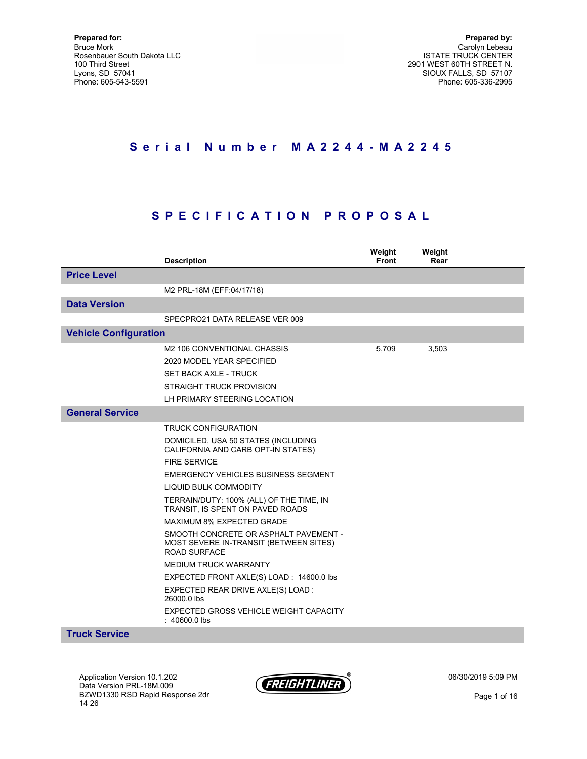**Prepared for:**
Bruce Mork
Rosenbauer South Dakota LLC
100 Third Street
Lyons, SD 57041
Phone: 605-543-5591

**Prepared by:**
Carolyn Lebeau
ISTATE TRUCK CENTER
2901 WEST 60TH STREET N.
SIOUX FALLS, SD 57107
Phone: 605-336-2995

# Serial Number MA2244-MA2245

# SPECIFICATION PROPOSAL

| | Description | Weight Front | Weight Rear |
|---|---|---|---|
| **Price Level** | | | |
| | M2 PRL-18M (EFF:04/17/18) | | |
| **Data Version** | | | |
| | SPECPRO21 DATA RELEASE VER 009 | | |
| **Vehicle Configuration** | | | |
| | M2 106 CONVENTIONAL CHASSIS | 5,709 | 3,503 |
| | 2020 MODEL YEAR SPECIFIED | | |
| | SET BACK AXLE - TRUCK | | |
| | STRAIGHT TRUCK PROVISION | | |
| | LH PRIMARY STEERING LOCATION | | |
| **General Service** | | | |
| | TRUCK CONFIGURATION | | |
| | DOMICILED, USA 50 STATES (INCLUDING CALIFORNIA AND CARB OPT-IN STATES) | | |
| | FIRE SERVICE | | |
| | EMERGENCY VEHICLES BUSINESS SEGMENT | | |
| | LIQUID BULK COMMODITY | | |
| | TERRAIN/DUTY: 100% (ALL) OF THE TIME, IN TRANSIT, IS SPENT ON PAVED ROADS | | |
| | MAXIMUM 8% EXPECTED GRADE | | |
| | SMOOTH CONCRETE OR ASPHALT PAVEMENT - MOST SEVERE IN-TRANSIT (BETWEEN SITES) ROAD SURFACE | | |
| | MEDIUM TRUCK WARRANTY | | |
| | EXPECTED FRONT AXLE(S) LOAD : 14600.0 lbs | | |
| | EXPECTED REAR DRIVE AXLE(S) LOAD : 26000.0 lbs | | |
| | EXPECTED GROSS VEHICLE WEIGHT CAPACITY : 40600.0 lbs | | |
| **Truck Service** | | | |

Application Version 10.1.202
Data Version PRL-18M.009
BZWD1330 RSD Rapid Response 2dr 14 26

06/30/2019 5:09 PM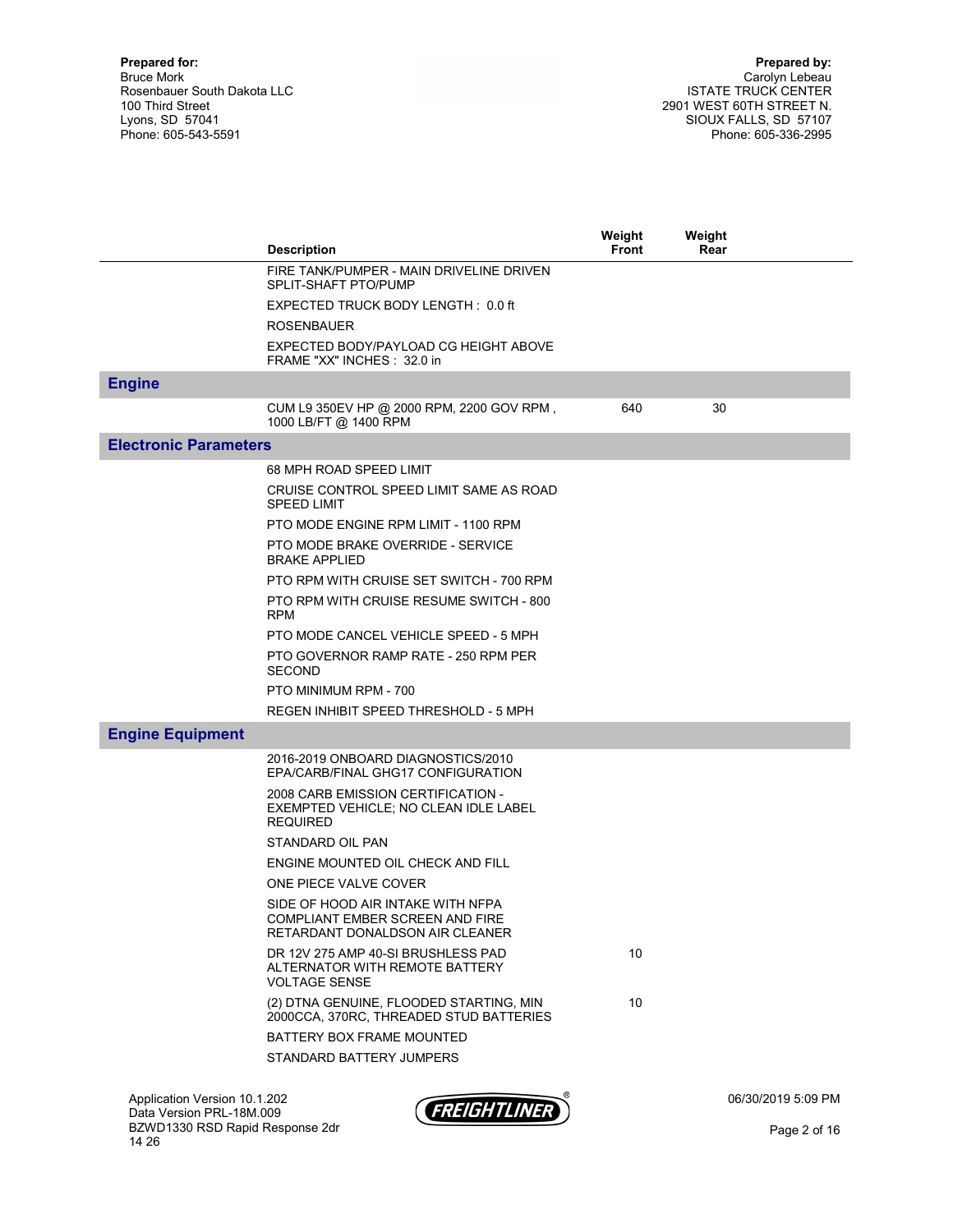**Prepared for:**
Bruce Mork
Rosenbauer South Dakota LLC
100 Third Street
Lyons, SD 57041
Phone: 605-543-5591

**Prepared by:**
Carolyn Lebeau
ISTATE TRUCK CENTER
2901 WEST 60TH STREET N.
SIOUX FALLS, SD 57107
Phone: 605-336-2995

| | Description | Weight Front | Weight Rear |
|---|---|---|---|
| | FIRE TANK/PUMPER - MAIN DRIVELINE DRIVEN SPLIT-SHAFT PTO/PUMP | | |
| | EXPECTED TRUCK BODY LENGTH : 0.0 ft | | |
| | ROSENBAUER | | |
| | EXPECTED BODY/PAYLOAD CG HEIGHT ABOVE FRAME "XX" INCHES : 32.0 in | | |
| **Engine** | | | |
| | CUM L9 350EV HP @ 2000 RPM, 2200 GOV RPM , 1000 LB/FT @ 1400 RPM | 640 | 30 |
| **Electronic Parameters** | | | |
| | 68 MPH ROAD SPEED LIMIT | | |
| | CRUISE CONTROL SPEED LIMIT SAME AS ROAD SPEED LIMIT | | |
| | PTO MODE ENGINE RPM LIMIT - 1100 RPM | | |
| | PTO MODE BRAKE OVERRIDE - SERVICE BRAKE APPLIED | | |
| | PTO RPM WITH CRUISE SET SWITCH - 700 RPM | | |
| | PTO RPM WITH CRUISE RESUME SWITCH - 800 RPM | | |
| | PTO MODE CANCEL VEHICLE SPEED - 5 MPH | | |
| | PTO GOVERNOR RAMP RATE - 250 RPM PER SECOND | | |
| | PTO MINIMUM RPM - 700 | | |
| | REGEN INHIBIT SPEED THRESHOLD - 5 MPH | | |
| **Engine Equipment** | | | |
| | 2016-2019 ONBOARD DIAGNOSTICS/2010 EPA/CARB/FINAL GHG17 CONFIGURATION | | |
| | 2008 CARB EMISSION CERTIFICATION - EXEMPTED VEHICLE; NO CLEAN IDLE LABEL REQUIRED | | |
| | STANDARD OIL PAN | | |
| | ENGINE MOUNTED OIL CHECK AND FILL | | |
| | ONE PIECE VALVE COVER | | |
| | SIDE OF HOOD AIR INTAKE WITH NFPA COMPLIANT EMBER SCREEN AND FIRE RETARDANT DONALDSON AIR CLEANER | | |
| | DR 12V 275 AMP 40-SI BRUSHLESS PAD ALTERNATOR WITH REMOTE BATTERY VOLTAGE SENSE | 10 | |
| | (2) DTNA GENUINE, FLOODED STARTING, MIN 2000CCA, 370RC, THREADED STUD BATTERIES | 10 | |
| | BATTERY BOX FRAME MOUNTED | | |
| | STANDARD BATTERY JUMPERS | | |

Application Version 10.1.202
Data Version PRL-18M.009
BZWD1330 RSD Rapid Response 2dr 14 26

06/30/2019 5:09 PM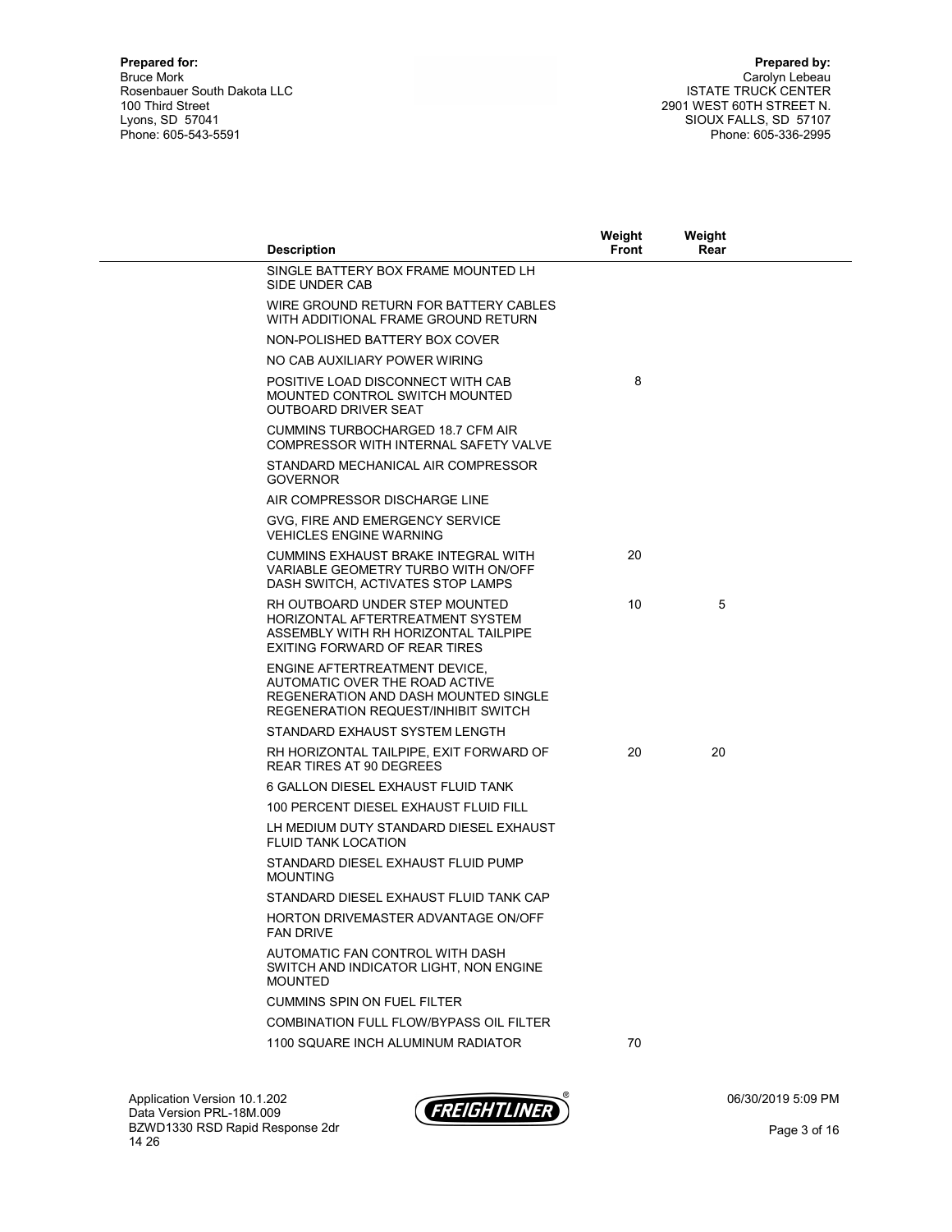**Prepared for:**
Bruce Mork
Rosenbauer South Dakota LLC
100 Third Street
Lyons, SD 57041
Phone: 605-543-5591

**Prepared by:**
Carolyn Lebeau
ISTATE TRUCK CENTER
2901 WEST 60TH STREET N.
SIOUX FALLS, SD 57107
Phone: 605-336-2995

| Description | Weight Front | Weight Rear |
|---|---|---|
| SINGLE BATTERY BOX FRAME MOUNTED LH SIDE UNDER CAB | | |
| WIRE GROUND RETURN FOR BATTERY CABLES WITH ADDITIONAL FRAME GROUND RETURN | | |
| NON-POLISHED BATTERY BOX COVER | | |
| NO CAB AUXILIARY POWER WIRING | | |
| POSITIVE LOAD DISCONNECT WITH CAB MOUNTED CONTROL SWITCH MOUNTED OUTBOARD DRIVER SEAT | 8 | |
| CUMMINS TURBOCHARGED 18.7 CFM AIR COMPRESSOR WITH INTERNAL SAFETY VALVE | | |
| STANDARD MECHANICAL AIR COMPRESSOR GOVERNOR | | |
| AIR COMPRESSOR DISCHARGE LINE | | |
| GVG, FIRE AND EMERGENCY SERVICE VEHICLES ENGINE WARNING | | |
| CUMMINS EXHAUST BRAKE INTEGRAL WITH VARIABLE GEOMETRY TURBO WITH ON/OFF DASH SWITCH, ACTIVATES STOP LAMPS | 20 | |
| RH OUTBOARD UNDER STEP MOUNTED HORIZONTAL AFTERTREATMENT SYSTEM ASSEMBLY WITH RH HORIZONTAL TAILPIPE EXITING FORWARD OF REAR TIRES | 10 | 5 |
| ENGINE AFTERTREATMENT DEVICE, AUTOMATIC OVER THE ROAD ACTIVE REGENERATION AND DASH MOUNTED SINGLE REGENERATION REQUEST/INHIBIT SWITCH | | |
| STANDARD EXHAUST SYSTEM LENGTH | | |
| RH HORIZONTAL TAILPIPE, EXIT FORWARD OF REAR TIRES AT 90 DEGREES | 20 | 20 |
| 6 GALLON DIESEL EXHAUST FLUID TANK | | |
| 100 PERCENT DIESEL EXHAUST FLUID FILL | | |
| LH MEDIUM DUTY STANDARD DIESEL EXHAUST FLUID TANK LOCATION | | |
| STANDARD DIESEL EXHAUST FLUID PUMP MOUNTING | | |
| STANDARD DIESEL EXHAUST FLUID TANK CAP | | |
| HORTON DRIVEMASTER ADVANTAGE ON/OFF FAN DRIVE | | |
| AUTOMATIC FAN CONTROL WITH DASH SWITCH AND INDICATOR LIGHT, NON ENGINE MOUNTED | | |
| CUMMINS SPIN ON FUEL FILTER | | |
| COMBINATION FULL FLOW/BYPASS OIL FILTER | | |
| 1100 SQUARE INCH ALUMINUM RADIATOR | 70 | |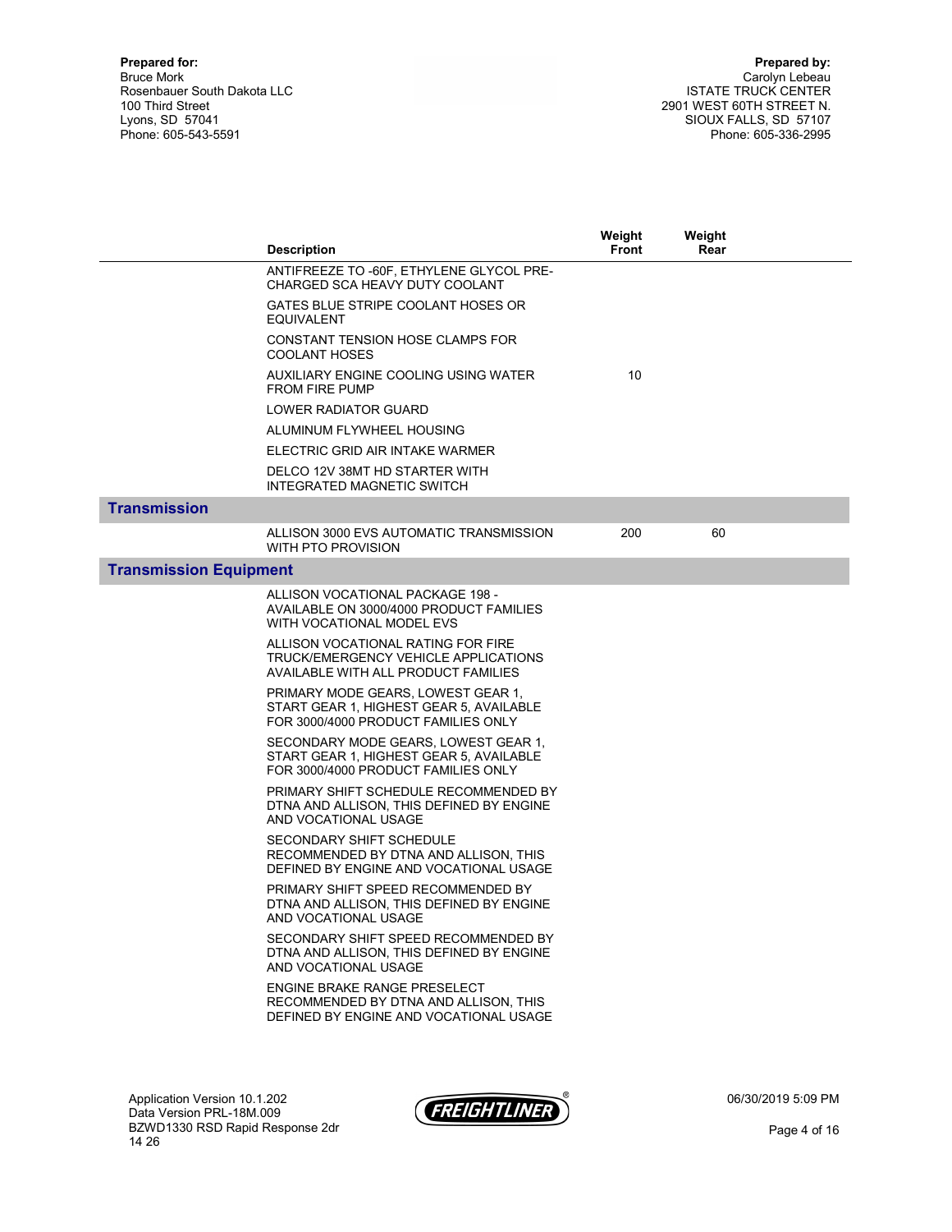**Prepared for:**
Bruce Mork
Rosenbauer South Dakota LLC
100 Third Street
Lyons, SD 57041
Phone: 605-543-5591

**Prepared by:**
Carolyn Lebeau
ISTATE TRUCK CENTER
2901 WEST 60TH STREET N.
SIOUX FALLS, SD 57107
Phone: 605-336-2995

| | Description | Weight Front | Weight Rear |
|---|---|---|---|
| | ANTIFREEZE TO -60F, ETHYLENE GLYCOL PRE-CHARGED SCA HEAVY DUTY COOLANT | | |
| | GATES BLUE STRIPE COOLANT HOSES OR EQUIVALENT | | |
| | CONSTANT TENSION HOSE CLAMPS FOR COOLANT HOSES | | |
| | AUXILIARY ENGINE COOLING USING WATER FROM FIRE PUMP | 10 | |
| | LOWER RADIATOR GUARD | | |
| | ALUMINUM FLYWHEEL HOUSING | | |
| | ELECTRIC GRID AIR INTAKE WARMER | | |
| | DELCO 12V 38MT HD STARTER WITH INTEGRATED MAGNETIC SWITCH | | |
| **Transmission** | | | |
| | ALLISON 3000 EVS AUTOMATIC TRANSMISSION WITH PTO PROVISION | 200 | 60 |
| **Transmission Equipment** | | | |
| | ALLISON VOCATIONAL PACKAGE 198 - AVAILABLE ON 3000/4000 PRODUCT FAMILIES WITH VOCATIONAL MODEL EVS | | |
| | ALLISON VOCATIONAL RATING FOR FIRE TRUCK/EMERGENCY VEHICLE APPLICATIONS AVAILABLE WITH ALL PRODUCT FAMILIES | | |
| | PRIMARY MODE GEARS, LOWEST GEAR 1, START GEAR 1, HIGHEST GEAR 5, AVAILABLE FOR 3000/4000 PRODUCT FAMILIES ONLY | | |
| | SECONDARY MODE GEARS, LOWEST GEAR 1, START GEAR 1, HIGHEST GEAR 5, AVAILABLE FOR 3000/4000 PRODUCT FAMILIES ONLY | | |
| | PRIMARY SHIFT SCHEDULE RECOMMENDED BY DTNA AND ALLISON, THIS DEFINED BY ENGINE AND VOCATIONAL USAGE | | |
| | SECONDARY SHIFT SCHEDULE RECOMMENDED BY DTNA AND ALLISON, THIS DEFINED BY ENGINE AND VOCATIONAL USAGE | | |
| | PRIMARY SHIFT SPEED RECOMMENDED BY DTNA AND ALLISON, THIS DEFINED BY ENGINE AND VOCATIONAL USAGE | | |
| | SECONDARY SHIFT SPEED RECOMMENDED BY DTNA AND ALLISON, THIS DEFINED BY ENGINE AND VOCATIONAL USAGE | | |
| | ENGINE BRAKE RANGE PRESELECT RECOMMENDED BY DTNA AND ALLISON, THIS DEFINED BY ENGINE AND VOCATIONAL USAGE | | |

Application Version 10.1.202
Data Version PRL-18M.009
BZWD1330 RSD Rapid Response 2dr
14 26

06/30/2019 5:09 PM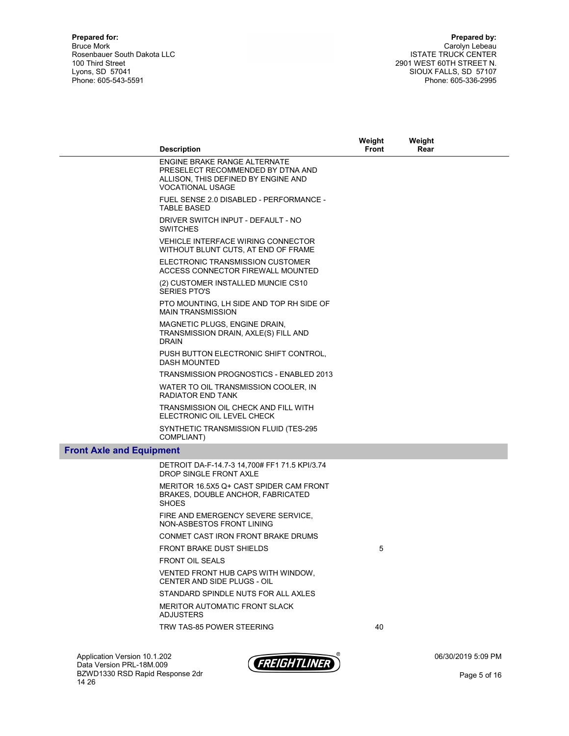**Prepared for:**
Bruce Mork
Rosenbauer South Dakota LLC
100 Third Street
Lyons, SD 57041
Phone: 605-543-5591

**Prepared by:**
Carolyn Lebeau
ISTATE TRUCK CENTER
2901 WEST 60TH STREET N.
SIOUX FALLS, SD 57107
Phone: 605-336-2995

| | Description | Weight Front | Weight Rear |
|---|---|---|---|
| | ENGINE BRAKE RANGE ALTERNATE PRESELECT RECOMMENDED BY DTNA AND ALLISON, THIS DEFINED BY ENGINE AND VOCATIONAL USAGE | | |
| | FUEL SENSE 2.0 DISABLED - PERFORMANCE - TABLE BASED | | |
| | DRIVER SWITCH INPUT - DEFAULT - NO SWITCHES | | |
| | VEHICLE INTERFACE WIRING CONNECTOR WITHOUT BLUNT CUTS, AT END OF FRAME | | |
| | ELECTRONIC TRANSMISSION CUSTOMER ACCESS CONNECTOR FIREWALL MOUNTED | | |
| | (2) CUSTOMER INSTALLED MUNCIE CS10 SERIES PTO'S | | |
| | PTO MOUNTING, LH SIDE AND TOP RH SIDE OF MAIN TRANSMISSION | | |
| | MAGNETIC PLUGS, ENGINE DRAIN, TRANSMISSION DRAIN, AXLE(S) FILL AND DRAIN | | |
| | PUSH BUTTON ELECTRONIC SHIFT CONTROL, DASH MOUNTED | | |
| | TRANSMISSION PROGNOSTICS - ENABLED 2013 | | |
| | WATER TO OIL TRANSMISSION COOLER, IN RADIATOR END TANK | | |
| | TRANSMISSION OIL CHECK AND FILL WITH ELECTRONIC OIL LEVEL CHECK | | |
| | SYNTHETIC TRANSMISSION FLUID (TES-295 COMPLIANT) | | |
| **Front Axle and Equipment** | | | |
| | DETROIT DA-F-14.7-3 14,700# FF1 71.5 KPI/3.74 DROP SINGLE FRONT AXLE | | |
| | MERITOR 16.5X5 Q+ CAST SPIDER CAM FRONT BRAKES, DOUBLE ANCHOR, FABRICATED SHOES | | |
| | FIRE AND EMERGENCY SEVERE SERVICE, NON-ASBESTOS FRONT LINING | | |
| | CONMET CAST IRON FRONT BRAKE DRUMS | | |
| | FRONT BRAKE DUST SHIELDS | 5 | |
| | FRONT OIL SEALS | | |
| | VENTED FRONT HUB CAPS WITH WINDOW, CENTER AND SIDE PLUGS - OIL | | |
| | STANDARD SPINDLE NUTS FOR ALL AXLES | | |
| | MERITOR AUTOMATIC FRONT SLACK ADJUSTERS | | |
| | TRW TAS-85 POWER STEERING | 40 | |

Application Version 10.1.202
Data Version PRL-18M.009
BZWD1330 RSD Rapid Response 2dr 14 26

06/30/2019 5:09 PM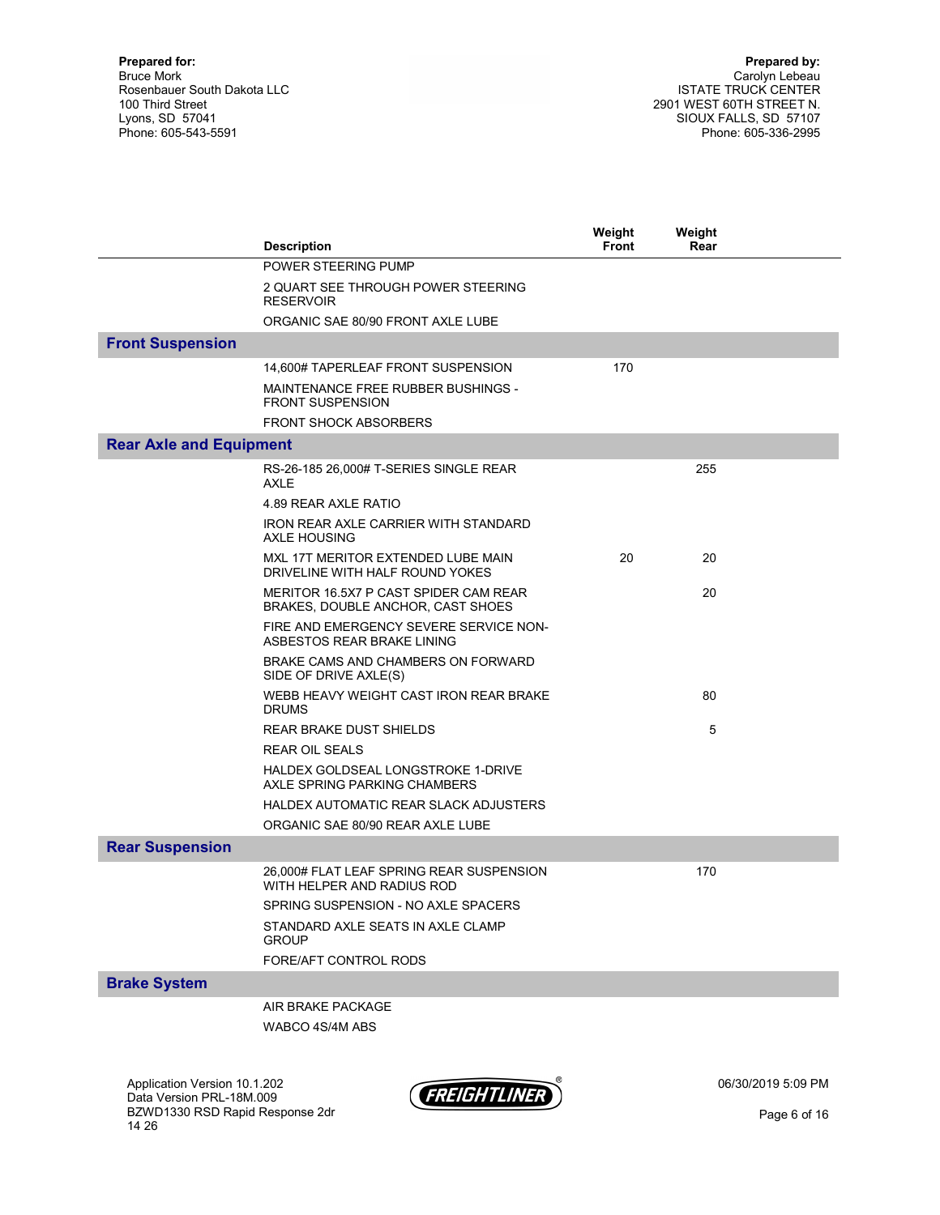**Prepared for:**
Bruce Mork
Rosenbauer South Dakota LLC
100 Third Street
Lyons, SD 57041
Phone: 605-543-5591

**Prepared by:**
Carolyn Lebeau
ISTATE TRUCK CENTER
2901 WEST 60TH STREET N.
SIOUX FALLS, SD 57107
Phone: 605-336-2995

| | Description | Weight Front | Weight Rear |
|---|---|---|---|
| | POWER STEERING PUMP | | |
| | 2 QUART SEE THROUGH POWER STEERING RESERVOIR | | |
| | ORGANIC SAE 80/90 FRONT AXLE LUBE | | |
| **Front Suspension** | | | |
| | 14,600# TAPERLEAF FRONT SUSPENSION | 170 | |
| | MAINTENANCE FREE RUBBER BUSHINGS - FRONT SUSPENSION | | |
| | FRONT SHOCK ABSORBERS | | |
| **Rear Axle and Equipment** | | | |
| | RS-26-185 26,000# T-SERIES SINGLE REAR AXLE | | 255 |
| | 4.89 REAR AXLE RATIO | | |
| | IRON REAR AXLE CARRIER WITH STANDARD AXLE HOUSING | | |
| | MXL 17T MERITOR EXTENDED LUBE MAIN DRIVELINE WITH HALF ROUND YOKES | 20 | 20 |
| | MERITOR 16.5X7 P CAST SPIDER CAM REAR BRAKES, DOUBLE ANCHOR, CAST SHOES | | 20 |
| | FIRE AND EMERGENCY SEVERE SERVICE NON-ASBESTOS REAR BRAKE LINING | | |
| | BRAKE CAMS AND CHAMBERS ON FORWARD SIDE OF DRIVE AXLE(S) | | |
| | WEBB HEAVY WEIGHT CAST IRON REAR BRAKE DRUMS | | 80 |
| | REAR BRAKE DUST SHIELDS | | 5 |
| | REAR OIL SEALS | | |
| | HALDEX GOLDSEAL LONGSTROKE 1-DRIVE AXLE SPRING PARKING CHAMBERS | | |
| | HALDEX AUTOMATIC REAR SLACK ADJUSTERS | | |
| | ORGANIC SAE 80/90 REAR AXLE LUBE | | |
| **Rear Suspension** | | | |
| | 26,000# FLAT LEAF SPRING REAR SUSPENSION WITH HELPER AND RADIUS ROD | | 170 |
| | SPRING SUSPENSION - NO AXLE SPACERS | | |
| | STANDARD AXLE SEATS IN AXLE CLAMP GROUP | | |
| | FORE/AFT CONTROL RODS | | |
| **Brake System** | | | |
| | AIR BRAKE PACKAGE | | |
| | WABCO 4S/4M ABS | | |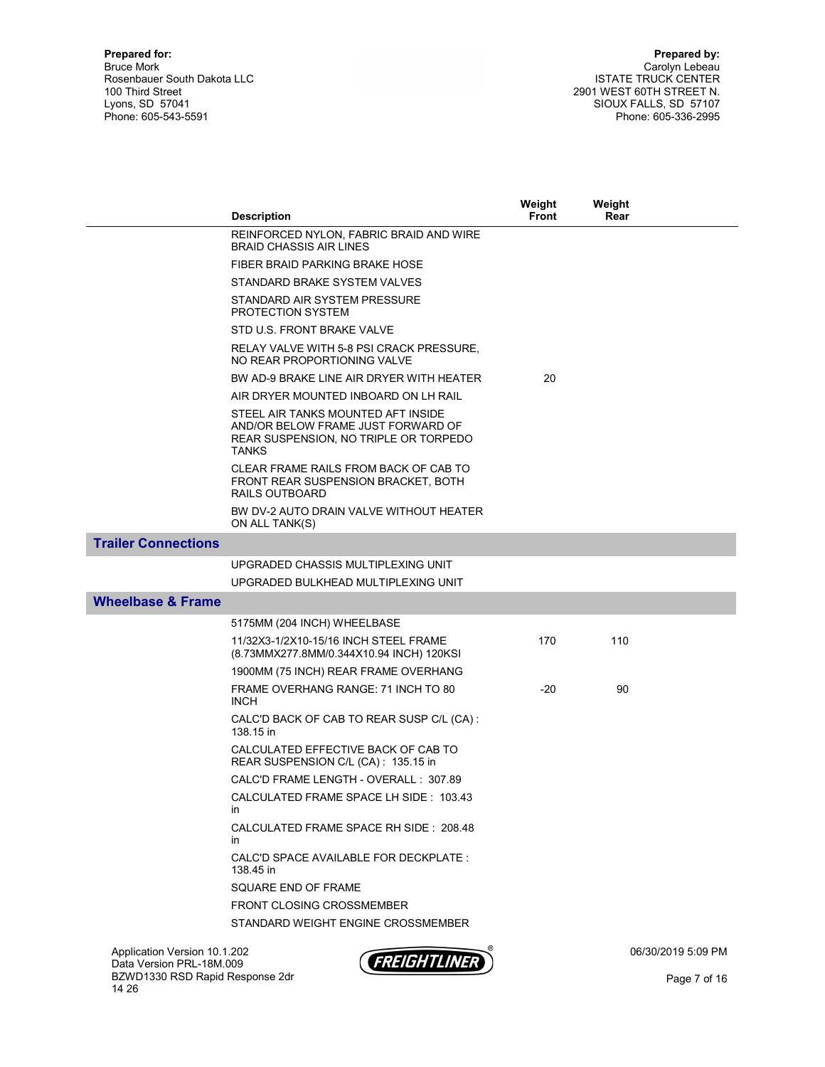**Prepared for:**
Bruce Mork
Rosenbauer South Dakota LLC
100 Third Street
Lyons, SD 57041
Phone: 605-543-5591

**Prepared by:**
Carolyn Lebeau
ISTATE TRUCK CENTER
2901 WEST 60TH STREET N.
SIOUX FALLS, SD 57107
Phone: 605-336-2995

| | Description | Weight Front | Weight Rear |
|---|---|---|---|
| | REINFORCED NYLON, FABRIC BRAID AND WIRE BRAID CHASSIS AIR LINES | | |
| | FIBER BRAID PARKING BRAKE HOSE | | |
| | STANDARD BRAKE SYSTEM VALVES | | |
| | STANDARD AIR SYSTEM PRESSURE PROTECTION SYSTEM | | |
| | STD U.S. FRONT BRAKE VALVE | | |
| | RELAY VALVE WITH 5-8 PSI CRACK PRESSURE, NO REAR PROPORTIONING VALVE | | |
| | BW AD-9 BRAKE LINE AIR DRYER WITH HEATER | 20 | |
| | AIR DRYER MOUNTED INBOARD ON LH RAIL | | |
| | STEEL AIR TANKS MOUNTED AFT INSIDE AND/OR BELOW FRAME JUST FORWARD OF REAR SUSPENSION, NO TRIPLE OR TORPEDO TANKS | | |
| | CLEAR FRAME RAILS FROM BACK OF CAB TO FRONT REAR SUSPENSION BRACKET, BOTH RAILS OUTBOARD | | |
| | BW DV-2 AUTO DRAIN VALVE WITHOUT HEATER ON ALL TANK(S) | | |
| **Trailer Connections** | | | |
| | UPGRADED CHASSIS MULTIPLEXING UNIT | | |
| | UPGRADED BULKHEAD MULTIPLEXING UNIT | | |
| **Wheelbase & Frame** | | | |
| | 5175MM (204 INCH) WHEELBASE | | |
| | 11/32X3-1/2X10-15/16 INCH STEEL FRAME (8.73MMX277.8MM/0.344X10.94 INCH) 120KSI | 170 | 110 |
| | 1900MM (75 INCH) REAR FRAME OVERHANG | | |
| | FRAME OVERHANG RANGE: 71 INCH TO 80 INCH | -20 | 90 |
| | CALC'D BACK OF CAB TO REAR SUSP C/L (CA) : 138.15 in | | |
| | CALCULATED EFFECTIVE BACK OF CAB TO REAR SUSPENSION C/L (CA) : 135.15 in | | |
| | CALC'D FRAME LENGTH - OVERALL : 307.89 | | |
| | CALCULATED FRAME SPACE LH SIDE : 103.43 in | | |
| | CALCULATED FRAME SPACE RH SIDE : 208.48 in | | |
| | CALC'D SPACE AVAILABLE FOR DECKPLATE : 138.45 in | | |
| | SQUARE END OF FRAME | | |
| | FRONT CLOSING CROSSMEMBER | | |
| | STANDARD WEIGHT ENGINE CROSSMEMBER | | |

Application Version 10.1.202
Data Version PRL-18M.009
BZWD1330 RSD Rapid Response 2dr 14 26

06/30/2019 5:09 PM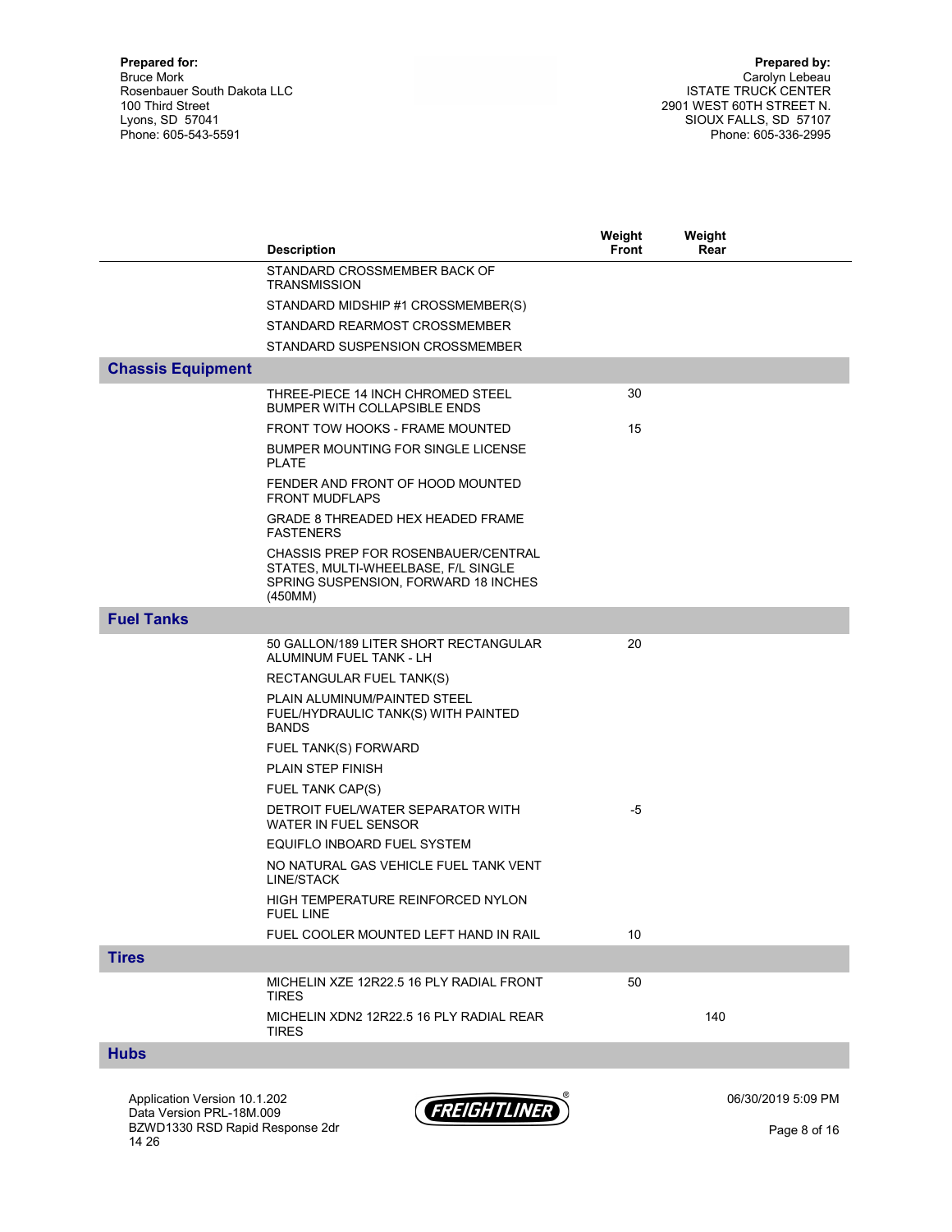**Prepared for:**
Bruce Mork
Rosenbauer South Dakota LLC
100 Third Street
Lyons, SD 57041
Phone: 605-543-5591

**Prepared by:**
Carolyn Lebeau
ISTATE TRUCK CENTER
2901 WEST 60TH STREET N.
SIOUX FALLS, SD 57107
Phone: 605-336-2995

| | Description | Weight Front | Weight Rear |
|---|---|---|---|
| | STANDARD CROSSMEMBER BACK OF TRANSMISSION | | |
| | STANDARD MIDSHIP #1 CROSSMEMBER(S) | | |
| | STANDARD REARMOST CROSSMEMBER | | |
| | STANDARD SUSPENSION CROSSMEMBER | | |
| **Chassis Equipment** | | | |
| | THREE-PIECE 14 INCH CHROMED STEEL BUMPER WITH COLLAPSIBLE ENDS | 30 | |
| | FRONT TOW HOOKS - FRAME MOUNTED | 15 | |
| | BUMPER MOUNTING FOR SINGLE LICENSE PLATE | | |
| | FENDER AND FRONT OF HOOD MOUNTED FRONT MUDFLAPS | | |
| | GRADE 8 THREADED HEX HEADED FRAME FASTENERS | | |
| | CHASSIS PREP FOR ROSENBAUER/CENTRAL STATES, MULTI-WHEELBASE, F/L SINGLE SPRING SUSPENSION, FORWARD 18 INCHES (450MM) | | |
| **Fuel Tanks** | | | |
| | 50 GALLON/189 LITER SHORT RECTANGULAR ALUMINUM FUEL TANK - LH | 20 | |
| | RECTANGULAR FUEL TANK(S) | | |
| | PLAIN ALUMINUM/PAINTED STEEL FUEL/HYDRAULIC TANK(S) WITH PAINTED BANDS | | |
| | FUEL TANK(S) FORWARD | | |
| | PLAIN STEP FINISH | | |
| | FUEL TANK CAP(S) | | |
| | DETROIT FUEL/WATER SEPARATOR WITH WATER IN FUEL SENSOR | -5 | |
| | EQUIFLO INBOARD FUEL SYSTEM | | |
| | NO NATURAL GAS VEHICLE FUEL TANK VENT LINE/STACK | | |
| | HIGH TEMPERATURE REINFORCED NYLON FUEL LINE | | |
| | FUEL COOLER MOUNTED LEFT HAND IN RAIL | 10 | |
| **Tires** | | | |
| | MICHELIN XZE 12R22.5 16 PLY RADIAL FRONT TIRES | 50 | |
| | MICHELIN XDN2 12R22.5 16 PLY RADIAL REAR TIRES | | 140 |
| **Hubs** | | | |

Application Version 10.1.202
Data Version PRL-18M.009
BZWD1330 RSD Rapid Response 2dr
14 26

06/30/2019 5:09 PM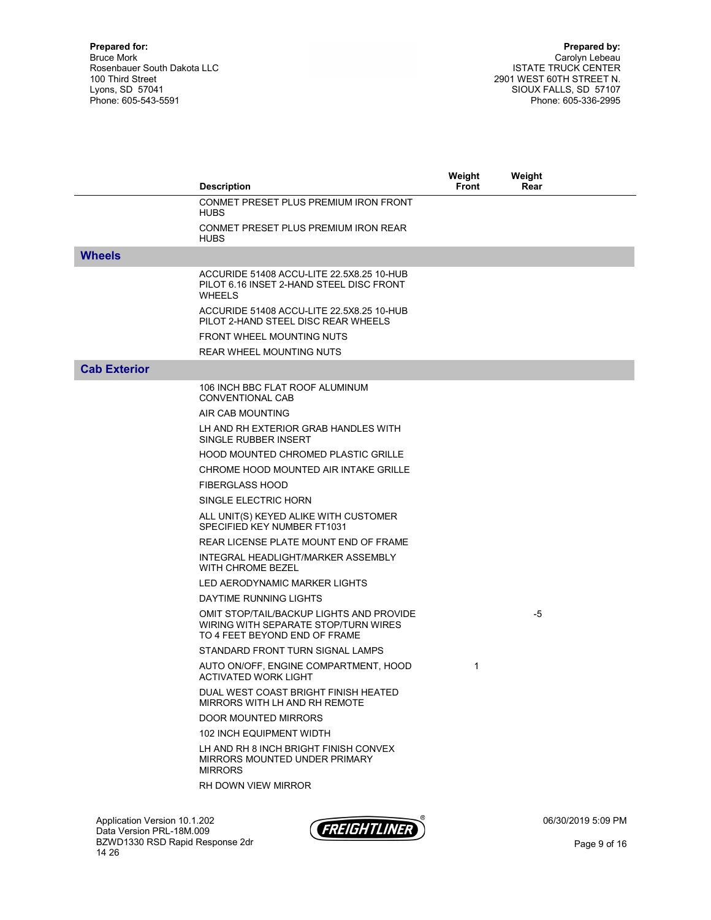**Prepared for:**
Bruce Mork
Rosenbauer South Dakota LLC
100 Third Street
Lyons, SD 57041
Phone: 605-543-5591

**Prepared by:**
Carolyn Lebeau
ISTATE TRUCK CENTER
2901 WEST 60TH STREET N.
SIOUX FALLS, SD 57107
Phone: 605-336-2995

| | Description | Weight Front | Weight Rear |
|---|---|---|---|
| | CONMET PRESET PLUS PREMIUM IRON FRONT HUBS | | |
| | CONMET PRESET PLUS PREMIUM IRON REAR HUBS | | |
| **Wheels** | | | |
| | ACCURIDE 51408 ACCU-LITE 22.5X8.25 10-HUB PILOT 6.16 INSET 2-HAND STEEL DISC FRONT WHEELS | | |
| | ACCURIDE 51408 ACCU-LITE 22.5X8.25 10-HUB PILOT 2-HAND STEEL DISC REAR WHEELS | | |
| | FRONT WHEEL MOUNTING NUTS | | |
| | REAR WHEEL MOUNTING NUTS | | |
| **Cab Exterior** | | | |
| | 106 INCH BBC FLAT ROOF ALUMINUM CONVENTIONAL CAB | | |
| | AIR CAB MOUNTING | | |
| | LH AND RH EXTERIOR GRAB HANDLES WITH SINGLE RUBBER INSERT | | |
| | HOOD MOUNTED CHROMED PLASTIC GRILLE | | |
| | CHROME HOOD MOUNTED AIR INTAKE GRILLE | | |
| | FIBERGLASS HOOD | | |
| | SINGLE ELECTRIC HORN | | |
| | ALL UNIT(S) KEYED ALIKE WITH CUSTOMER SPECIFIED KEY NUMBER FT1031 | | |
| | REAR LICENSE PLATE MOUNT END OF FRAME | | |
| | INTEGRAL HEADLIGHT/MARKER ASSEMBLY WITH CHROME BEZEL | | |
| | LED AERODYNAMIC MARKER LIGHTS | | |
| | DAYTIME RUNNING LIGHTS | | |
| | OMIT STOP/TAIL/BACKUP LIGHTS AND PROVIDE WIRING WITH SEPARATE STOP/TURN WIRES TO 4 FEET BEYOND END OF FRAME | | -5 |
| | STANDARD FRONT TURN SIGNAL LAMPS | | |
| | AUTO ON/OFF, ENGINE COMPARTMENT, HOOD ACTIVATED WORK LIGHT | 1 | |
| | DUAL WEST COAST BRIGHT FINISH HEATED MIRRORS WITH LH AND RH REMOTE | | |
| | DOOR MOUNTED MIRRORS | | |
| | 102 INCH EQUIPMENT WIDTH | | |
| | LH AND RH 8 INCH BRIGHT FINISH CONVEX MIRRORS MOUNTED UNDER PRIMARY MIRRORS | | |
| | RH DOWN VIEW MIRROR | | |

Application Version 10.1.202
Data Version PRL-18M.009
BZWD1330 RSD Rapid Response 2dr
14 26

06/30/2019 5:09 PM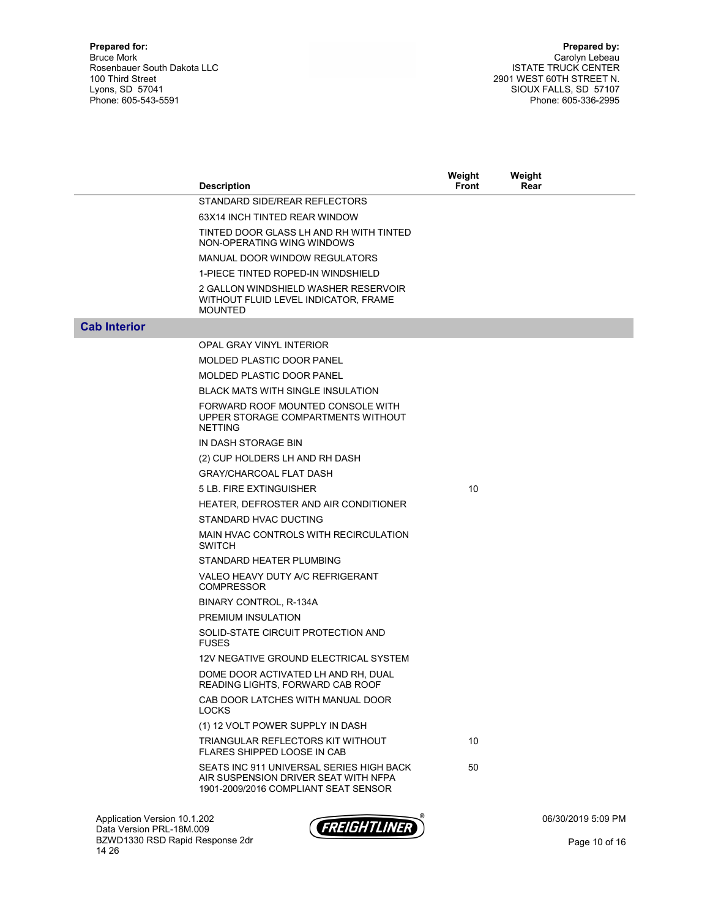**Prepared for:**
Bruce Mork
Rosenbauer South Dakota LLC
100 Third Street
Lyons, SD 57041
Phone: 605-543-5591

**Prepared by:**
Carolyn Lebeau
ISTATE TRUCK CENTER
2901 WEST 60TH STREET N.
SIOUX FALLS, SD 57107
Phone: 605-336-2995

| | Description | Weight Front | Weight Rear |
|---|---|---|---|
| | STANDARD SIDE/REAR REFLECTORS | | |
| | 63X14 INCH TINTED REAR WINDOW | | |
| | TINTED DOOR GLASS LH AND RH WITH TINTED NON-OPERATING WING WINDOWS | | |
| | MANUAL DOOR WINDOW REGULATORS | | |
| | 1-PIECE TINTED ROPED-IN WINDSHIELD | | |
| | 2 GALLON WINDSHIELD WASHER RESERVOIR WITHOUT FLUID LEVEL INDICATOR, FRAME MOUNTED | | |
| **Cab Interior** | | | |
| | OPAL GRAY VINYL INTERIOR | | |
| | MOLDED PLASTIC DOOR PANEL | | |
| | MOLDED PLASTIC DOOR PANEL | | |
| | BLACK MATS WITH SINGLE INSULATION | | |
| | FORWARD ROOF MOUNTED CONSOLE WITH UPPER STORAGE COMPARTMENTS WITHOUT NETTING | | |
| | IN DASH STORAGE BIN | | |
| | (2) CUP HOLDERS LH AND RH DASH | | |
| | GRAY/CHARCOAL FLAT DASH | | |
| | 5 LB. FIRE EXTINGUISHER | 10 | |
| | HEATER, DEFROSTER AND AIR CONDITIONER | | |
| | STANDARD HVAC DUCTING | | |
| | MAIN HVAC CONTROLS WITH RECIRCULATION SWITCH | | |
| | STANDARD HEATER PLUMBING | | |
| | VALEO HEAVY DUTY A/C REFRIGERANT COMPRESSOR | | |
| | BINARY CONTROL, R-134A | | |
| | PREMIUM INSULATION | | |
| | SOLID-STATE CIRCUIT PROTECTION AND FUSES | | |
| | 12V NEGATIVE GROUND ELECTRICAL SYSTEM | | |
| | DOME DOOR ACTIVATED LH AND RH, DUAL READING LIGHTS, FORWARD CAB ROOF | | |
| | CAB DOOR LATCHES WITH MANUAL DOOR LOCKS | | |
| | (1) 12 VOLT POWER SUPPLY IN DASH | | |
| | TRIANGULAR REFLECTORS KIT WITHOUT FLARES SHIPPED LOOSE IN CAB | 10 | |
| | SEATS INC 911 UNIVERSAL SERIES HIGH BACK AIR SUSPENSION DRIVER SEAT WITH NFPA 1901-2009/2016 COMPLIANT SEAT SENSOR | 50 | |

Application Version 10.1.202
Data Version PRL-18M.009
BZWD1330 RSD Rapid Response 2dr 14 26

06/30/2019 5:09 PM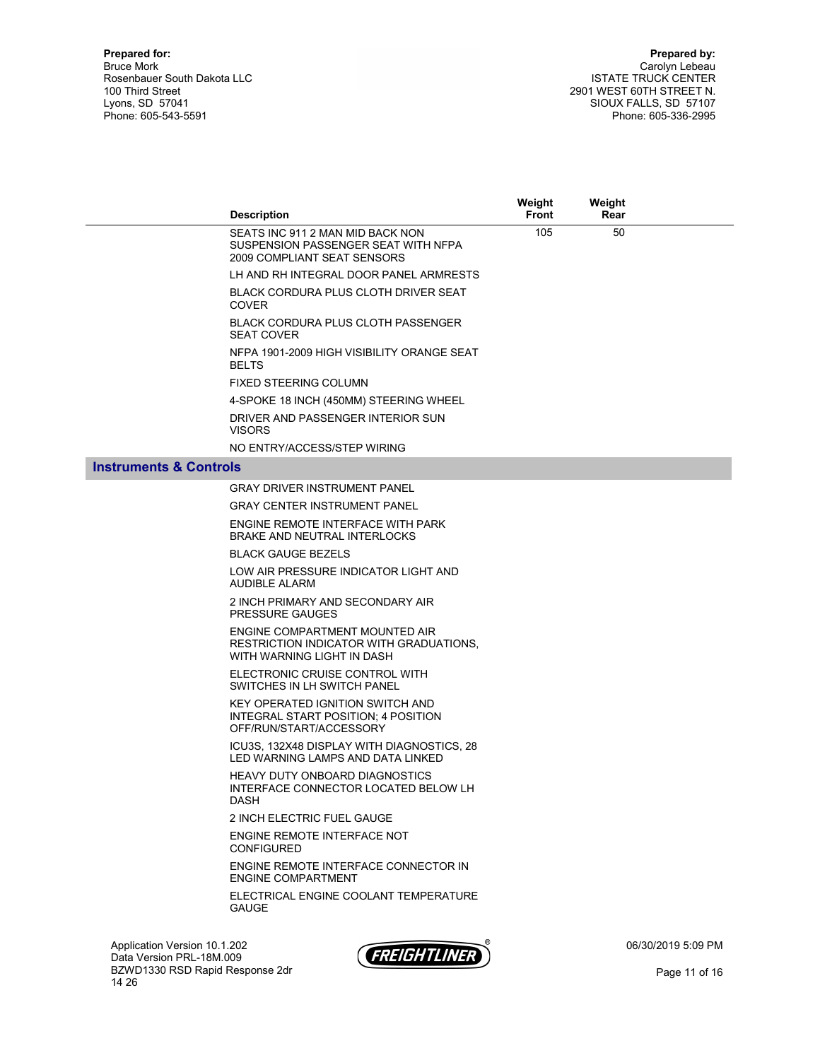**Prepared for:**
Bruce Mork
Rosenbauer South Dakota LLC
100 Third Street
Lyons, SD 57041
Phone: 605-543-5591

**Prepared by:**
Carolyn Lebeau
ISTATE TRUCK CENTER
2901 WEST 60TH STREET N.
SIOUX FALLS, SD 57107
Phone: 605-336-2995

| Description | Weight Front | Weight Rear |
|---|---|---|
| SEATS INC 911 2 MAN MID BACK NON SUSPENSION PASSENGER SEAT WITH NFPA 2009 COMPLIANT SEAT SENSORS | 105 | 50 |
| LH AND RH INTEGRAL DOOR PANEL ARMRESTS | | |
| BLACK CORDURA PLUS CLOTH DRIVER SEAT COVER | | |
| BLACK CORDURA PLUS CLOTH PASSENGER SEAT COVER | | |
| NFPA 1901-2009 HIGH VISIBILITY ORANGE SEAT BELTS | | |
| FIXED STEERING COLUMN | | |
| 4-SPOKE 18 INCH (450MM) STEERING WHEEL | | |
| DRIVER AND PASSENGER INTERIOR SUN VISORS | | |
| NO ENTRY/ACCESS/STEP WIRING | | |

## Instruments & Controls

| Description | Weight Front | Weight Rear |
|---|---|---|
| GRAY DRIVER INSTRUMENT PANEL | | |
| GRAY CENTER INSTRUMENT PANEL | | |
| ENGINE REMOTE INTERFACE WITH PARK BRAKE AND NEUTRAL INTERLOCKS | | |
| BLACK GAUGE BEZELS | | |
| LOW AIR PRESSURE INDICATOR LIGHT AND AUDIBLE ALARM | | |
| 2 INCH PRIMARY AND SECONDARY AIR PRESSURE GAUGES | | |
| ENGINE COMPARTMENT MOUNTED AIR RESTRICTION INDICATOR WITH GRADUATIONS, WITH WARNING LIGHT IN DASH | | |
| ELECTRONIC CRUISE CONTROL WITH SWITCHES IN LH SWITCH PANEL | | |
| KEY OPERATED IGNITION SWITCH AND INTEGRAL START POSITION; 4 POSITION OFF/RUN/START/ACCESSORY | | |
| ICU3S, 132X48 DISPLAY WITH DIAGNOSTICS, 28 LED WARNING LAMPS AND DATA LINKED | | |
| HEAVY DUTY ONBOARD DIAGNOSTICS INTERFACE CONNECTOR LOCATED BELOW LH DASH | | |
| 2 INCH ELECTRIC FUEL GAUGE | | |
| ENGINE REMOTE INTERFACE NOT CONFIGURED | | |
| ENGINE REMOTE INTERFACE CONNECTOR IN ENGINE COMPARTMENT | | |
| ELECTRICAL ENGINE COOLANT TEMPERATURE GAUGE | | |

Application Version 10.1.202
Data Version PRL-18M.009
BZWD1330 RSD Rapid Response 2dr 14 26

06/30/2019 5:09 PM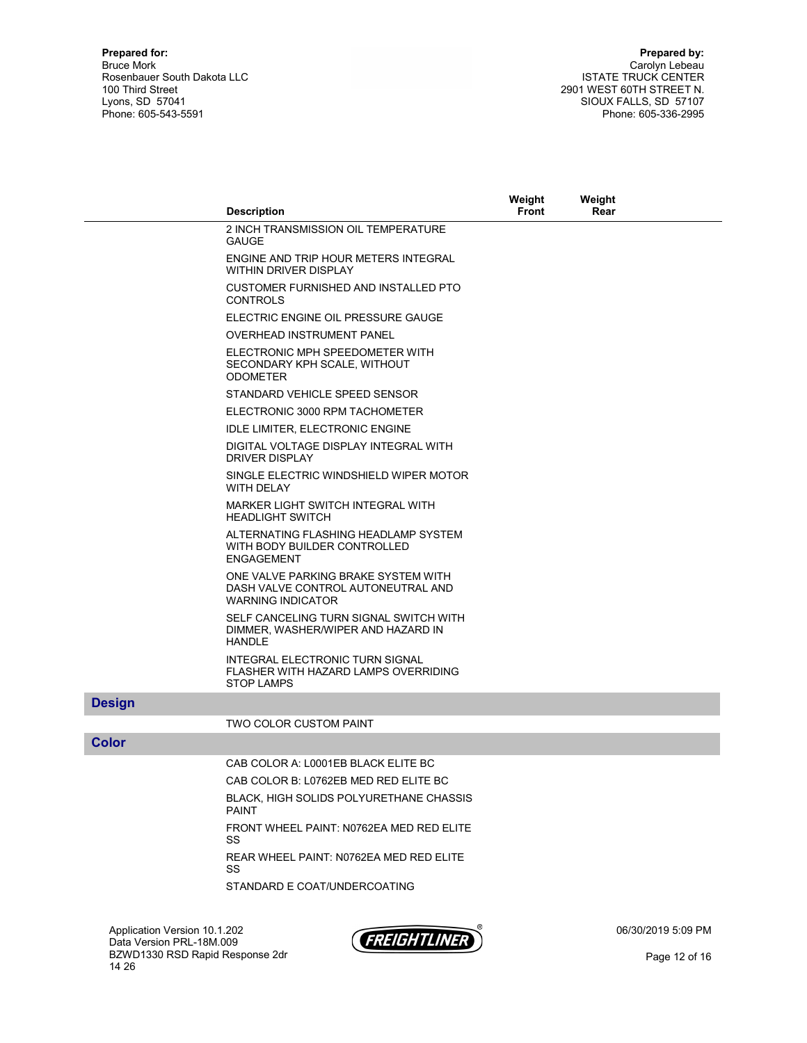**Prepared for:**
Bruce Mork
Rosenbauer South Dakota LLC
100 Third Street
Lyons, SD 57041
Phone: 605-543-5591

**Prepared by:**
Carolyn Lebeau
ISTATE TRUCK CENTER
2901 WEST 60TH STREET N.
SIOUX FALLS, SD 57107
Phone: 605-336-2995

| | Description | Weight Front | Weight Rear |
|---|---|---|---|
| | 2 INCH TRANSMISSION OIL TEMPERATURE GAUGE | | |
| | ENGINE AND TRIP HOUR METERS INTEGRAL WITHIN DRIVER DISPLAY | | |
| | CUSTOMER FURNISHED AND INSTALLED PTO CONTROLS | | |
| | ELECTRIC ENGINE OIL PRESSURE GAUGE | | |
| | OVERHEAD INSTRUMENT PANEL | | |
| | ELECTRONIC MPH SPEEDOMETER WITH SECONDARY KPH SCALE, WITHOUT ODOMETER | | |
| | STANDARD VEHICLE SPEED SENSOR | | |
| | ELECTRONIC 3000 RPM TACHOMETER | | |
| | IDLE LIMITER, ELECTRONIC ENGINE | | |
| | DIGITAL VOLTAGE DISPLAY INTEGRAL WITH DRIVER DISPLAY | | |
| | SINGLE ELECTRIC WINDSHIELD WIPER MOTOR WITH DELAY | | |
| | MARKER LIGHT SWITCH INTEGRAL WITH HEADLIGHT SWITCH | | |
| | ALTERNATING FLASHING HEADLAMP SYSTEM WITH BODY BUILDER CONTROLLED ENGAGEMENT | | |
| | ONE VALVE PARKING BRAKE SYSTEM WITH DASH VALVE CONTROL AUTONEUTRAL AND WARNING INDICATOR | | |
| | SELF CANCELING TURN SIGNAL SWITCH WITH DIMMER, WASHER/WIPER AND HAZARD IN HANDLE | | |
| | INTEGRAL ELECTRONIC TURN SIGNAL FLASHER WITH HAZARD LAMPS OVERRIDING STOP LAMPS | | |
| **Design** | | | |
| | TWO COLOR CUSTOM PAINT | | |
| **Color** | | | |
| | CAB COLOR A: L0001EB BLACK ELITE BC | | |
| | CAB COLOR B: L0762EB MED RED ELITE BC | | |
| | BLACK, HIGH SOLIDS POLYURETHANE CHASSIS PAINT | | |
| | FRONT WHEEL PAINT: N0762EA MED RED ELITE SS | | |
| | REAR WHEEL PAINT: N0762EA MED RED ELITE SS | | |
| | STANDARD E COAT/UNDERCOATING | | |

Application Version 10.1.202
Data Version PRL-18M.009
BZWD1330 RSD Rapid Response 2dr
14 26

06/30/2019 5:09 PM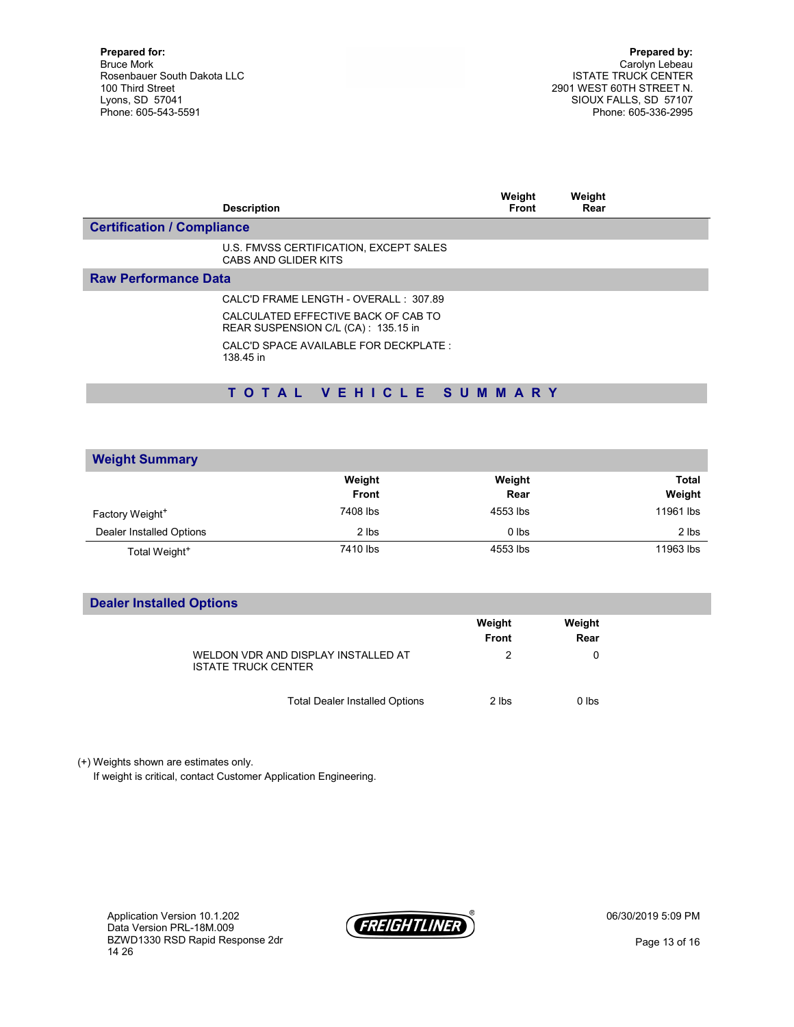**Prepared for:**
Bruce Mork
Rosenbauer South Dakota LLC
100 Third Street
Lyons, SD 57041
Phone: 605-543-5591

**Prepared by:**
Carolyn Lebeau
ISTATE TRUCK CENTER
2901 WEST 60TH STREET N.
SIOUX FALLS, SD 57107
Phone: 605-336-2995

| Description | Weight Front | Weight Rear |
|---|---|---|
| **Certification / Compliance** | | |
| U.S. FMVSS CERTIFICATION, EXCEPT SALES CABS AND GLIDER KITS | | |
| **Raw Performance Data** | | |
| CALC'D FRAME LENGTH - OVERALL : 307.89 | | |
| CALCULATED EFFECTIVE BACK OF CAB TO REAR SUSPENSION C/L (CA) : 135.15 in | | |
| CALC'D SPACE AVAILABLE FOR DECKPLATE : 138.45 in | | |

## T O T A L V E H I C L E S U M M A R Y

### Weight Summary

| | Weight Front | Weight Rear | Total Weight |
|---|---|---|---|
| Factory Weight+ | 7408 lbs | 4553 lbs | 11961 lbs |
| Dealer Installed Options | 2 lbs | 0 lbs | 2 lbs |
| Total Weight+ | 7410 lbs | 4553 lbs | 11963 lbs |

### Dealer Installed Options

| | Weight Front | Weight Rear |
|---|---|---|
| WELDON VDR AND DISPLAY INSTALLED AT ISTATE TRUCK CENTER | 2 | 0 |
| Total Dealer Installed Options | 2 lbs | 0 lbs |

(+) Weights shown are estimates only.
If weight is critical, contact Customer Application Engineering.

Application Version 10.1.202
Data Version PRL-18M.009
BZWD1330 RSD Rapid Response 2dr
14 26

06/30/2019 5:09 PM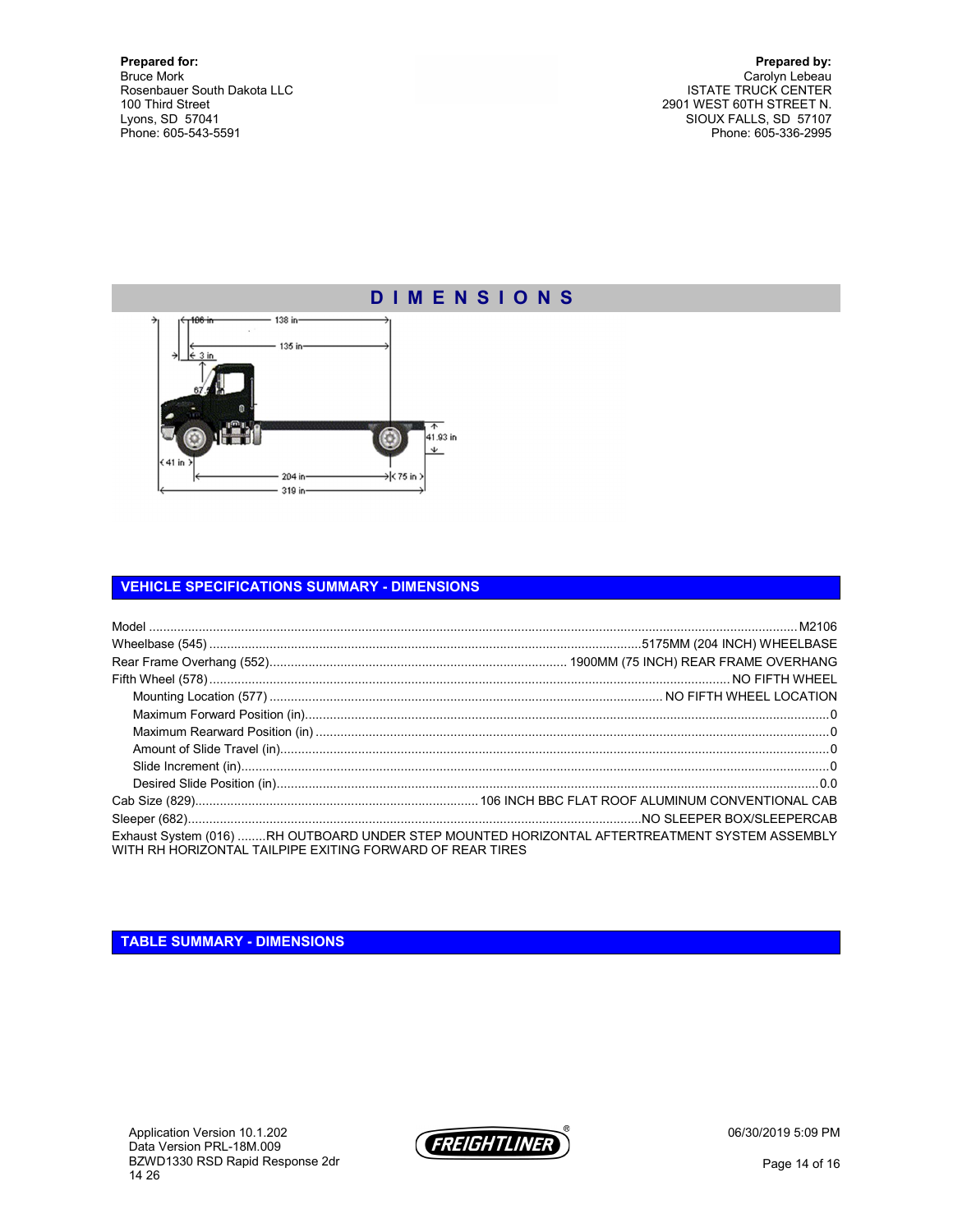**Prepared for:**
Bruce Mork
Rosenbauer South Dakota LLC
100 Third Street
Lyons, SD 57041
Phone: 605-543-5591

**Prepared by:**
Carolyn Lebeau
ISTATE TRUCK CENTER
2901 WEST 60TH STREET N.
SIOUX FALLS, SD 57107
Phone: 605-336-2995

# DIMENSIONS

106 in
138 in
135 in
3 in
67
41.93 in
41 in
204 in
75 in
319 in

## VEHICLE SPECIFICATIONS SUMMARY - DIMENSIONS

Model ............ M2106
Wheelbase (545) ............ 5175MM (204 INCH) WHEELBASE
Rear Frame Overhang (552) ............ 1900MM (75 INCH) REAR FRAME OVERHANG
Fifth Wheel (578) ............ NO FIFTH WHEEL
- Mounting Location (577) ............ NO FIFTH WHEEL LOCATION
- Maximum Forward Position (in) ............ 0
- Maximum Rearward Position (in) ............ 0
- Amount of Slide Travel (in) ............ 0
- Slide Increment (in) ............ 0
- Desired Slide Position (in) ............ 0.0

Cab Size (829) ............ 106 INCH BBC FLAT ROOF ALUMINUM CONVENTIONAL CAB
Sleeper (682) ............ NO SLEEPER BOX/SLEEPERCAB
Exhaust System (016) ........RH OUTBOARD UNDER STEP MOUNTED HORIZONTAL AFTERTREATMENT SYSTEM ASSEMBLY WITH RH HORIZONTAL TAILPIPE EXITING FORWARD OF REAR TIRES

## TABLE SUMMARY - DIMENSIONS

Application Version 10.1.202
Data Version PRL-18M.009
BZWD1330 RSD Rapid Response 2dr
14 26

06/30/2019 5:09 PM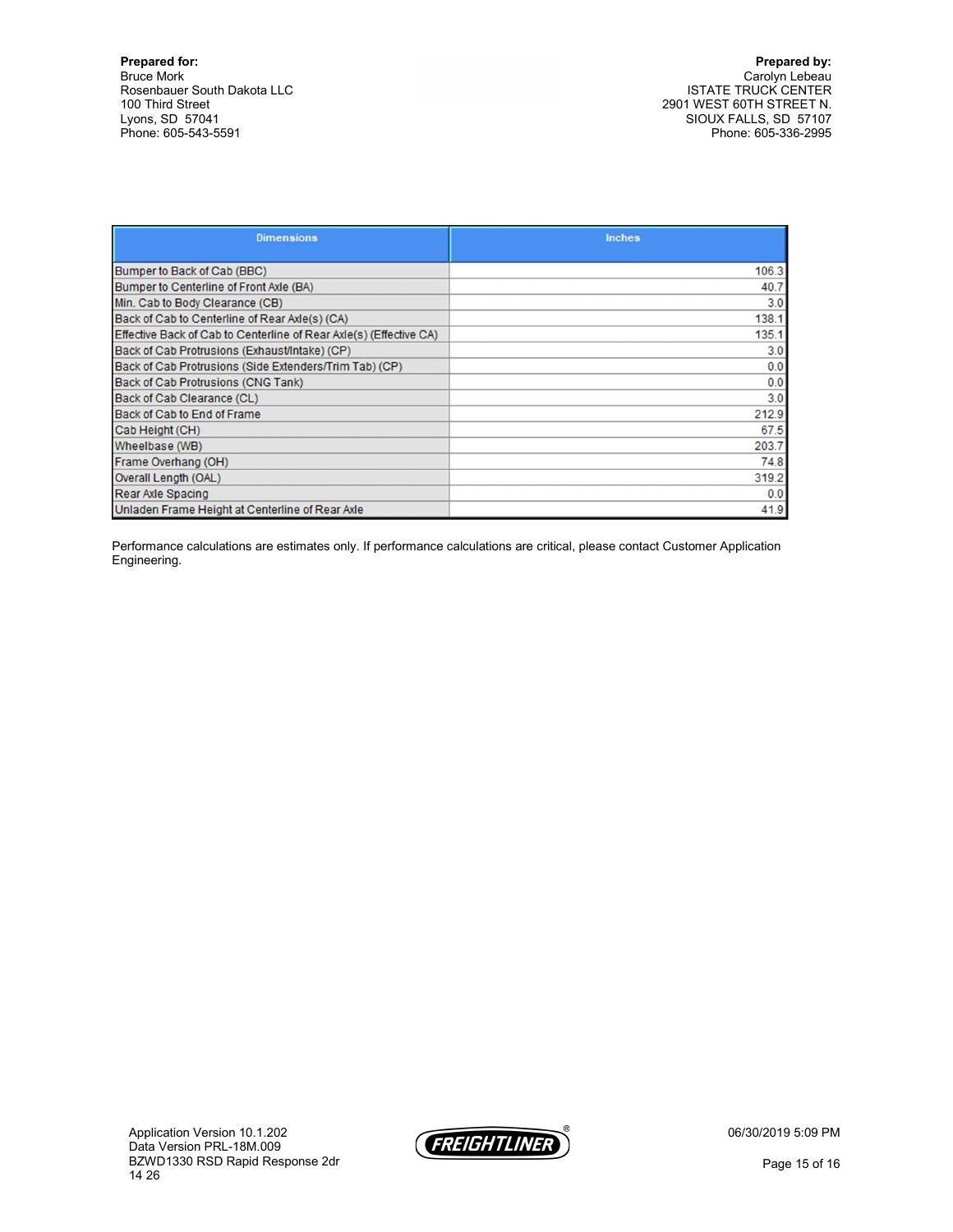**Prepared for:**
Bruce Mork
Rosenbauer South Dakota LLC
100 Third Street
Lyons, SD 57041
Phone: 605-543-5591

**Prepared by:**
Carolyn Lebeau
ISTATE TRUCK CENTER
2901 WEST 60TH STREET N.
SIOUX FALLS, SD 57107
Phone: 605-336-2995

| Dimensions | Inches |
|---|---|
| Bumper to Back of Cab (BBC) | 106.3 |
| Bumper to Centerline of Front Axle (BA) | 40.7 |
| Min. Cab to Body Clearance (CB) | 3.0 |
| Back of Cab to Centerline of Rear Axle(s) (CA) | 138.1 |
| Effective Back of Cab to Centerline of Rear Axle(s) (Effective CA) | 135.1 |
| Back of Cab Protrusions (Exhaust/Intake) (CP) | 3.0 |
| Back of Cab Protrusions (Side Extenders/Trim Tab) (CP) | 0.0 |
| Back of Cab Protrusions (CNG Tank) | 0.0 |
| Back of Cab Clearance (CL) | 3.0 |
| Back of Cab to End of Frame | 212.9 |
| Cab Height (CH) | 67.5 |
| Wheelbase (WB) | 203.7 |
| Frame Overhang (OH) | 74.8 |
| Overall Length (OAL) | 319.2 |
| Rear Axle Spacing | 0.0 |
| Unladen Frame Height at Centerline of Rear Axle | 41.9 |

Performance calculations are estimates only. If performance calculations are critical, please contact Customer Application Engineering.

Application Version 10.1.202
Data Version PRL-18M.009
BZWD1330 RSD Rapid Response 2dr
14 26

06/30/2019 5:09 PM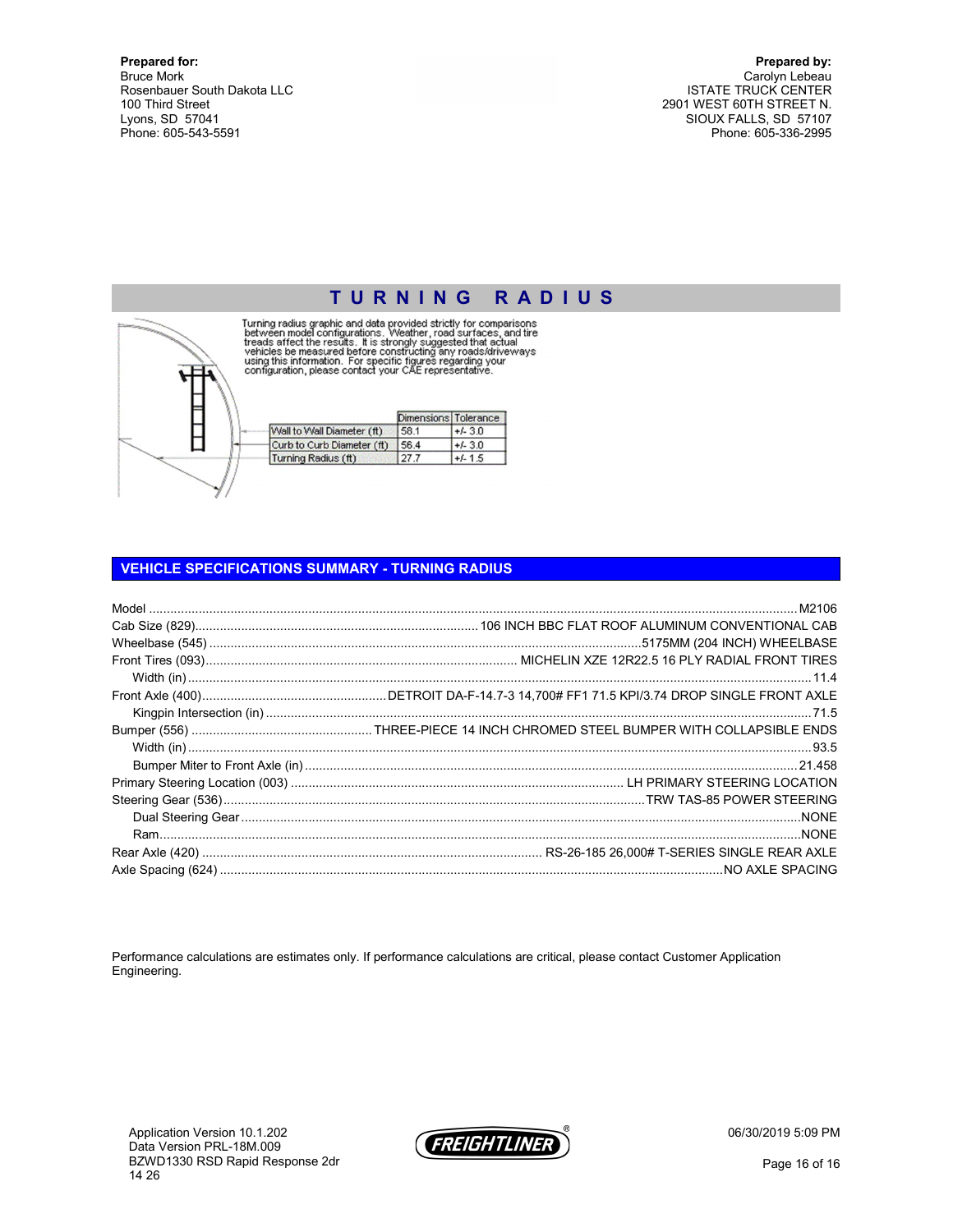**Prepared for:**
Bruce Mork
Rosenbauer South Dakota LLC
100 Third Street
Lyons, SD 57041
Phone: 605-543-5591

**Prepared by:**
Carolyn Lebeau
ISTATE TRUCK CENTER
2901 WEST 60TH STREET N.
SIOUX FALLS, SD 57107
Phone: 605-336-2995

## TURNING RADIUS

Turning radius graphic and data provided strictly for comparisons between model configurations. Weather, road surfaces, and tire treads affect the results. It is strongly suggested that actual vehicles be measured before constructing any roads/driveways using this information. For specific figures regarding your configuration, please contact your CAE representative.

| | Dimensions | Tolerance |
|---|---|---|
| Wall to Wall Diameter (ft) | 58.1 | +/- 3.0 |
| Curb to Curb Diameter (ft) | 56.4 | +/- 3.0 |
| Turning Radius (ft) | 27.7 | +/- 1.5 |

## VEHICLE SPECIFICATIONS SUMMARY - TURNING RADIUS

| | |
|---|---|
| Model | M2106 |
| Cab Size (829) | 106 INCH BBC FLAT ROOF ALUMINUM CONVENTIONAL CAB |
| Wheelbase (545) | 5175MM (204 INCH) WHEELBASE |
| Front Tires (093) | MICHELIN XZE 12R22.5 16 PLY RADIAL FRONT TIRES |
| Width (in) | 11.4 |
| Front Axle (400) | DETROIT DA-F-14.7-3 14,700# FF1 71.5 KPI/3.74 DROP SINGLE FRONT AXLE |
| Kingpin Intersection (in) | 71.5 |
| Bumper (556) | THREE-PIECE 14 INCH CHROMED STEEL BUMPER WITH COLLAPSIBLE ENDS |
| Width (in) | 93.5 |
| Bumper Miter to Front Axle (in) | 21.458 |
| Primary Steering Location (003) | LH PRIMARY STEERING LOCATION |
| Steering Gear (536) | TRW TAS-85 POWER STEERING |
| Dual Steering Gear | NONE |
| Ram | NONE |
| Rear Axle (420) | RS-26-185 26,000# T-SERIES SINGLE REAR AXLE |
| Axle Spacing (624) | NO AXLE SPACING |

Performance calculations are estimates only. If performance calculations are critical, please contact Customer Application Engineering.

Application Version 10.1.202
Data Version PRL-18M.009
BZWD1330 RSD Rapid Response 2dr 14 26

06/30/2019 5:09 PM